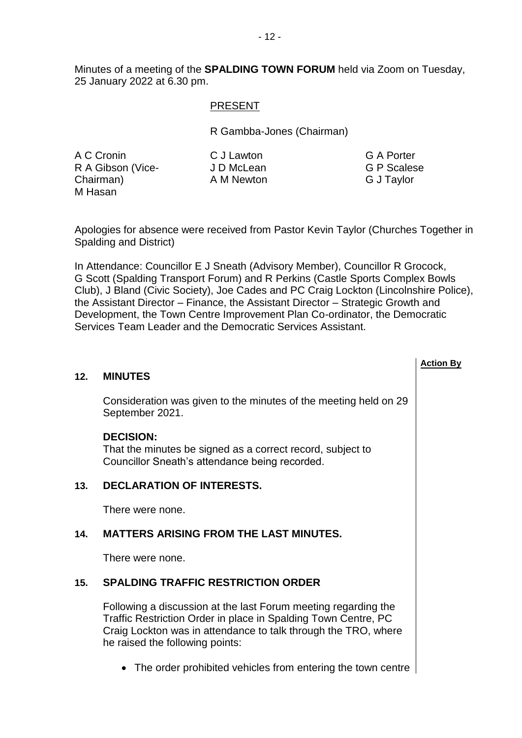Minutes of a meeting of the **SPALDING TOWN FORUM** held via Zoom on Tuesday, 25 January 2022 at 6.30 pm.

PRESENT

R Gambba-Jones (Chairman)

A C Cronin
R A Gibson (Vice-Chairman)
M Hasan
C J Lawton
J D McLean
A M Newton
G A Porter
G P Scalese
G J Taylor

Apologies for absence were received from Pastor Kevin Taylor (Churches Together in Spalding and District)

In Attendance: Councillor E J Sneath (Advisory Member), Councillor R Grocock, G Scott (Spalding Transport Forum) and R Perkins (Castle Sports Complex Bowls Club), J Bland (Civic Society), Joe Cades and PC Craig Lockton (Lincolnshire Police), the Assistant Director – Finance, the Assistant Director – Strategic Growth and Development, the Town Centre Improvement Plan Co-ordinator, the Democratic Services Team Leader and the Democratic Services Assistant.

**Action By**

## 12. MINUTES

Consideration was given to the minutes of the meeting held on 29 September 2021.

**DECISION:**
That the minutes be signed as a correct record, subject to Councillor Sneath's attendance being recorded.

## 13. DECLARATION OF INTERESTS.

There were none.

## 14. MATTERS ARISING FROM THE LAST MINUTES.

There were none.

## 15. SPALDING TRAFFIC RESTRICTION ORDER

Following a discussion at the last Forum meeting regarding the Traffic Restriction Order in place in Spalding Town Centre, PC Craig Lockton was in attendance to talk through the TRO, where he raised the following points:

- The order prohibited vehicles from entering the town centre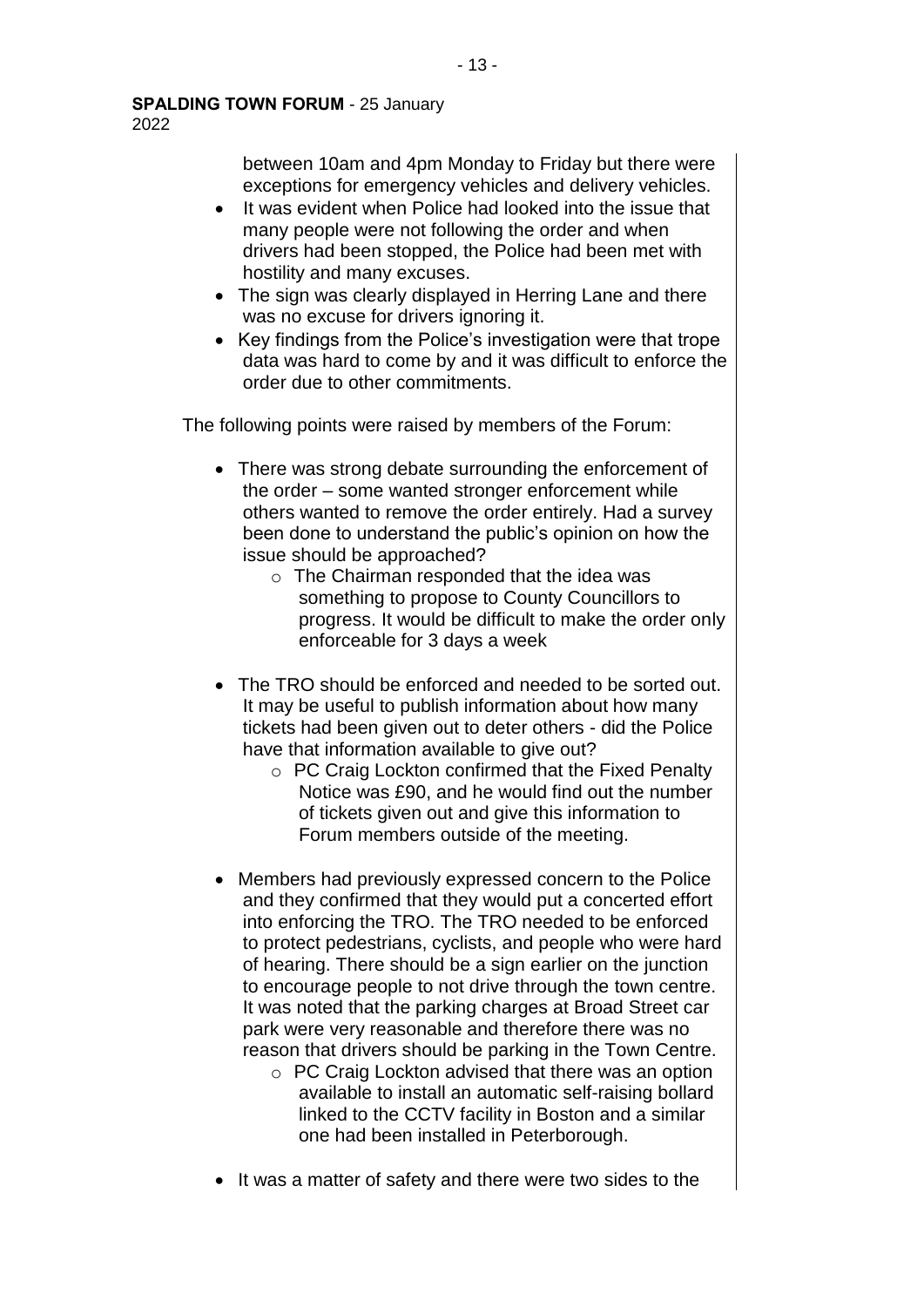between 10am and 4pm Monday to Friday but there were exceptions for emergency vehicles and delivery vehicles.

- It was evident when Police had looked into the issue that many people were not following the order and when drivers had been stopped, the Police had been met with hostility and many excuses.
- The sign was clearly displayed in Herring Lane and there was no excuse for drivers ignoring it.
- Key findings from the Police's investigation were that trope data was hard to come by and it was difficult to enforce the order due to other commitments.

The following points were raised by members of the Forum:

- There was strong debate surrounding the enforcement of the order – some wanted stronger enforcement while others wanted to remove the order entirely. Had a survey been done to understand the public's opinion on how the issue should be approached?
  - The Chairman responded that the idea was something to propose to County Councillors to progress. It would be difficult to make the order only enforceable for 3 days a week

- The TRO should be enforced and needed to be sorted out. It may be useful to publish information about how many tickets had been given out to deter others - did the Police have that information available to give out?
  - PC Craig Lockton confirmed that the Fixed Penalty Notice was £90, and he would find out the number of tickets given out and give this information to Forum members outside of the meeting.

- Members had previously expressed concern to the Police and they confirmed that they would put a concerted effort into enforcing the TRO. The TRO needed to be enforced to protect pedestrians, cyclists, and people who were hard of hearing. There should be a sign earlier on the junction to encourage people to not drive through the town centre. It was noted that the parking charges at Broad Street car park were very reasonable and therefore there was no reason that drivers should be parking in the Town Centre.
  - PC Craig Lockton advised that there was an option available to install an automatic self-raising bollard linked to the CCTV facility in Boston and a similar one had been installed in Peterborough.

- It was a matter of safety and there were two sides to the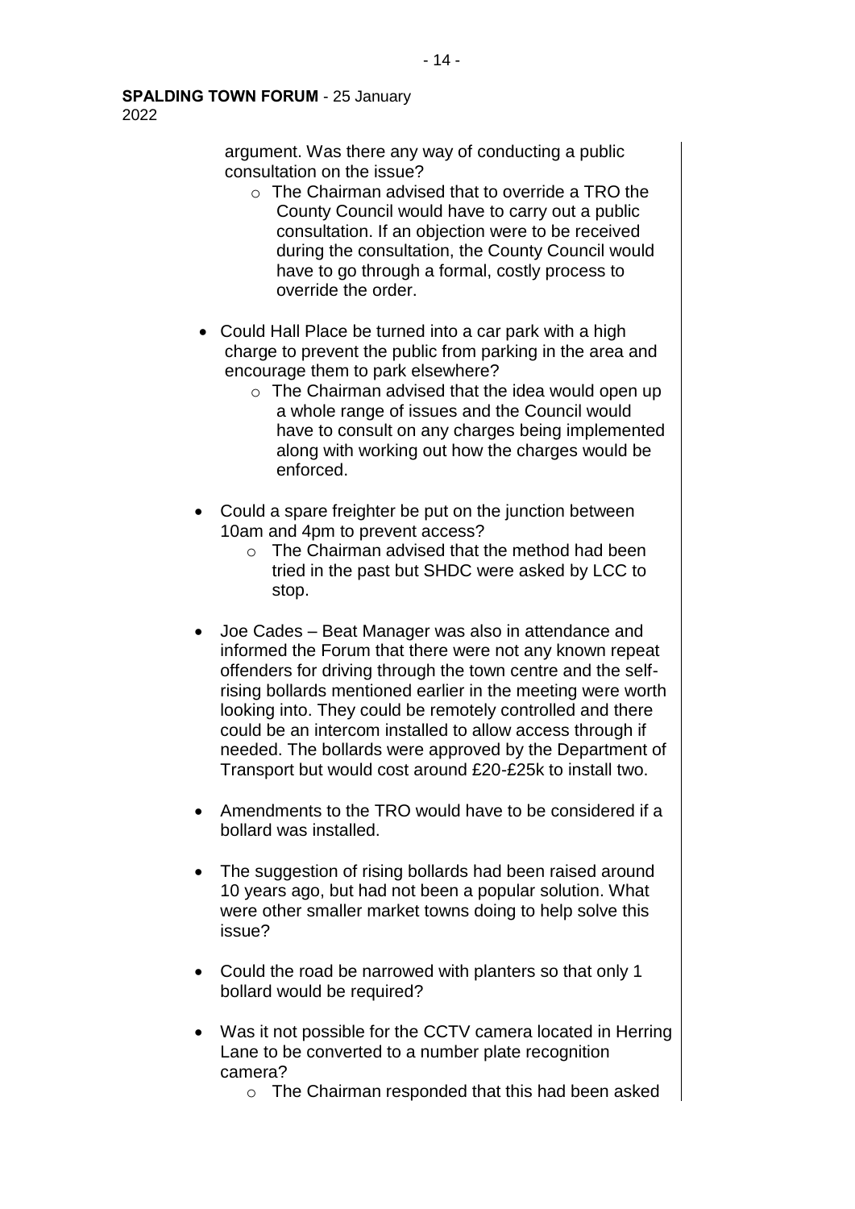argument. Was there any way of conducting a public consultation on the issue?

  - The Chairman advised that to override a TRO the County Council would have to carry out a public consultation. If an objection were to be received during the consultation, the County Council would have to go through a formal, costly process to override the order.

- Could Hall Place be turned into a car park with a high charge to prevent the public from parking in the area and encourage them to park elsewhere?
  - The Chairman advised that the idea would open up a whole range of issues and the Council would have to consult on any charges being implemented along with working out how the charges would be enforced.

- Could a spare freighter be put on the junction between 10am and 4pm to prevent access?
  - The Chairman advised that the method had been tried in the past but SHDC were asked by LCC to stop.

- Joe Cades – Beat Manager was also in attendance and informed the Forum that there were not any known repeat offenders for driving through the town centre and the self-rising bollards mentioned earlier in the meeting were worth looking into. They could be remotely controlled and there could be an intercom installed to allow access through if needed. The bollards were approved by the Department of Transport but would cost around £20-£25k to install two.

- Amendments to the TRO would have to be considered if a bollard was installed.

- The suggestion of rising bollards had been raised around 10 years ago, but had not been a popular solution. What were other smaller market towns doing to help solve this issue?

- Could the road be narrowed with planters so that only 1 bollard would be required?

- Was it not possible for the CCTV camera located in Herring Lane to be converted to a number plate recognition camera?
  - The Chairman responded that this had been asked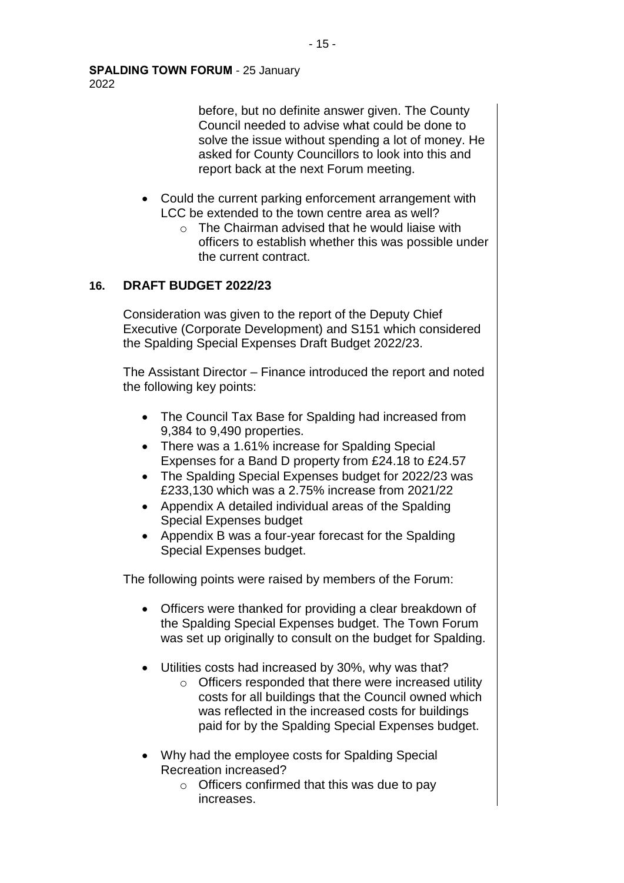before, but no definite answer given. The County Council needed to advise what could be done to solve the issue without spending a lot of money. He asked for County Councillors to look into this and report back at the next Forum meeting.

- Could the current parking enforcement arrangement with LCC be extended to the town centre area as well?
  - The Chairman advised that he would liaise with officers to establish whether this was possible under the current contract.

## 16. DRAFT BUDGET 2022/23

Consideration was given to the report of the Deputy Chief Executive (Corporate Development) and S151 which considered the Spalding Special Expenses Draft Budget 2022/23.

The Assistant Director – Finance introduced the report and noted the following key points:

- The Council Tax Base for Spalding had increased from 9,384 to 9,490 properties.
- There was a 1.61% increase for Spalding Special Expenses for a Band D property from £24.18 to £24.57
- The Spalding Special Expenses budget for 2022/23 was £233,130 which was a 2.75% increase from 2021/22
- Appendix A detailed individual areas of the Spalding Special Expenses budget
- Appendix B was a four-year forecast for the Spalding Special Expenses budget.

The following points were raised by members of the Forum:

- Officers were thanked for providing a clear breakdown of the Spalding Special Expenses budget. The Town Forum was set up originally to consult on the budget for Spalding.

- Utilities costs had increased by 30%, why was that?
  - Officers responded that there were increased utility costs for all buildings that the Council owned which was reflected in the increased costs for buildings paid for by the Spalding Special Expenses budget.

- Why had the employee costs for Spalding Special Recreation increased?
  - Officers confirmed that this was due to pay increases.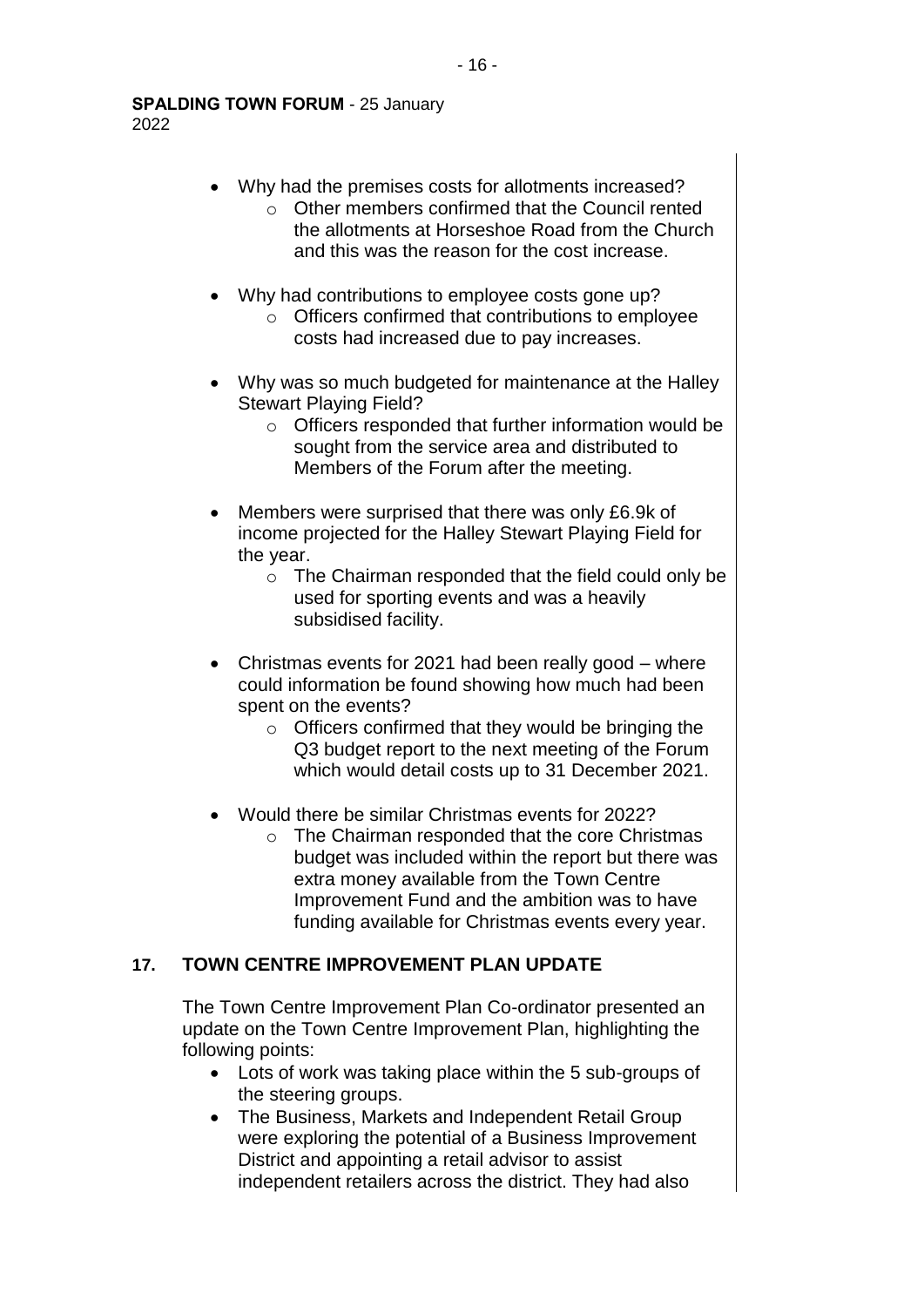- Why had the premises costs for allotments increased?
  - Other members confirmed that the Council rented the allotments at Horseshoe Road from the Church and this was the reason for the cost increase.

- Why had contributions to employee costs gone up?
  - Officers confirmed that contributions to employee costs had increased due to pay increases.

- Why was so much budgeted for maintenance at the Halley Stewart Playing Field?
  - Officers responded that further information would be sought from the service area and distributed to Members of the Forum after the meeting.

- Members were surprised that there was only £6.9k of income projected for the Halley Stewart Playing Field for the year.
  - The Chairman responded that the field could only be used for sporting events and was a heavily subsidised facility.

- Christmas events for 2021 had been really good – where could information be found showing how much had been spent on the events?
  - Officers confirmed that they would be bringing the Q3 budget report to the next meeting of the Forum which would detail costs up to 31 December 2021.

- Would there be similar Christmas events for 2022?
  - The Chairman responded that the core Christmas budget was included within the report but there was extra money available from the Town Centre Improvement Fund and the ambition was to have funding available for Christmas events every year.

## 17. TOWN CENTRE IMPROVEMENT PLAN UPDATE

The Town Centre Improvement Plan Co-ordinator presented an update on the Town Centre Improvement Plan, highlighting the following points:

- Lots of work was taking place within the 5 sub-groups of the steering groups.
- The Business, Markets and Independent Retail Group were exploring the potential of a Business Improvement District and appointing a retail advisor to assist independent retailers across the district. They had also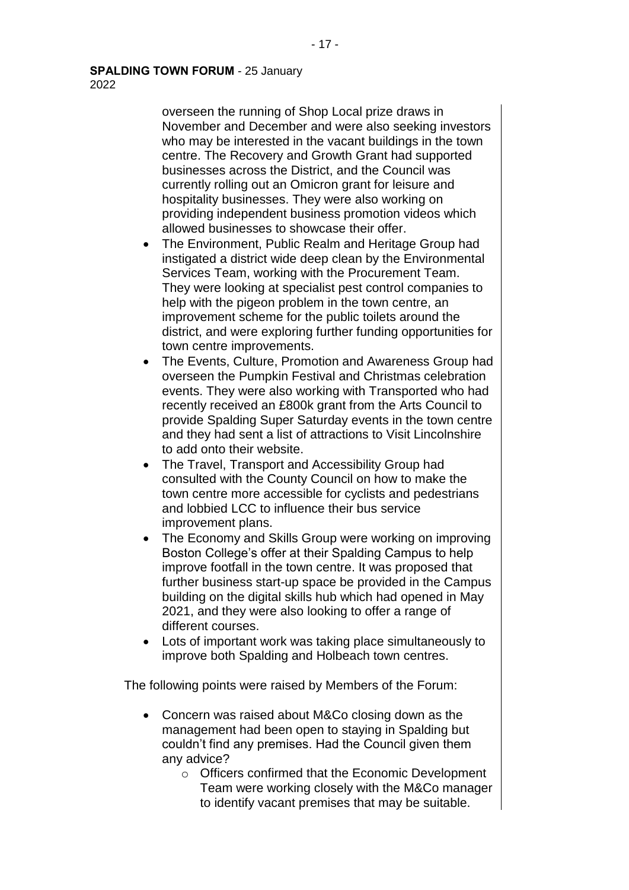overseen the running of Shop Local prize draws in November and December and were also seeking investors who may be interested in the vacant buildings in the town centre. The Recovery and Growth Grant had supported businesses across the District, and the Council was currently rolling out an Omicron grant for leisure and hospitality businesses. They were also working on providing independent business promotion videos which allowed businesses to showcase their offer.

- The Environment, Public Realm and Heritage Group had instigated a district wide deep clean by the Environmental Services Team, working with the Procurement Team. They were looking at specialist pest control companies to help with the pigeon problem in the town centre, an improvement scheme for the public toilets around the district, and were exploring further funding opportunities for town centre improvements.
- The Events, Culture, Promotion and Awareness Group had overseen the Pumpkin Festival and Christmas celebration events. They were also working with Transported who had recently received an £800k grant from the Arts Council to provide Spalding Super Saturday events in the town centre and they had sent a list of attractions to Visit Lincolnshire to add onto their website.
- The Travel, Transport and Accessibility Group had consulted with the County Council on how to make the town centre more accessible for cyclists and pedestrians and lobbied LCC to influence their bus service improvement plans.
- The Economy and Skills Group were working on improving Boston College's offer at their Spalding Campus to help improve footfall in the town centre. It was proposed that further business start-up space be provided in the Campus building on the digital skills hub which had opened in May 2021, and they were also looking to offer a range of different courses.
- Lots of important work was taking place simultaneously to improve both Spalding and Holbeach town centres.

The following points were raised by Members of the Forum:

- Concern was raised about M&Co closing down as the management had been open to staying in Spalding but couldn't find any premises. Had the Council given them any advice?
  - Officers confirmed that the Economic Development Team were working closely with the M&Co manager to identify vacant premises that may be suitable.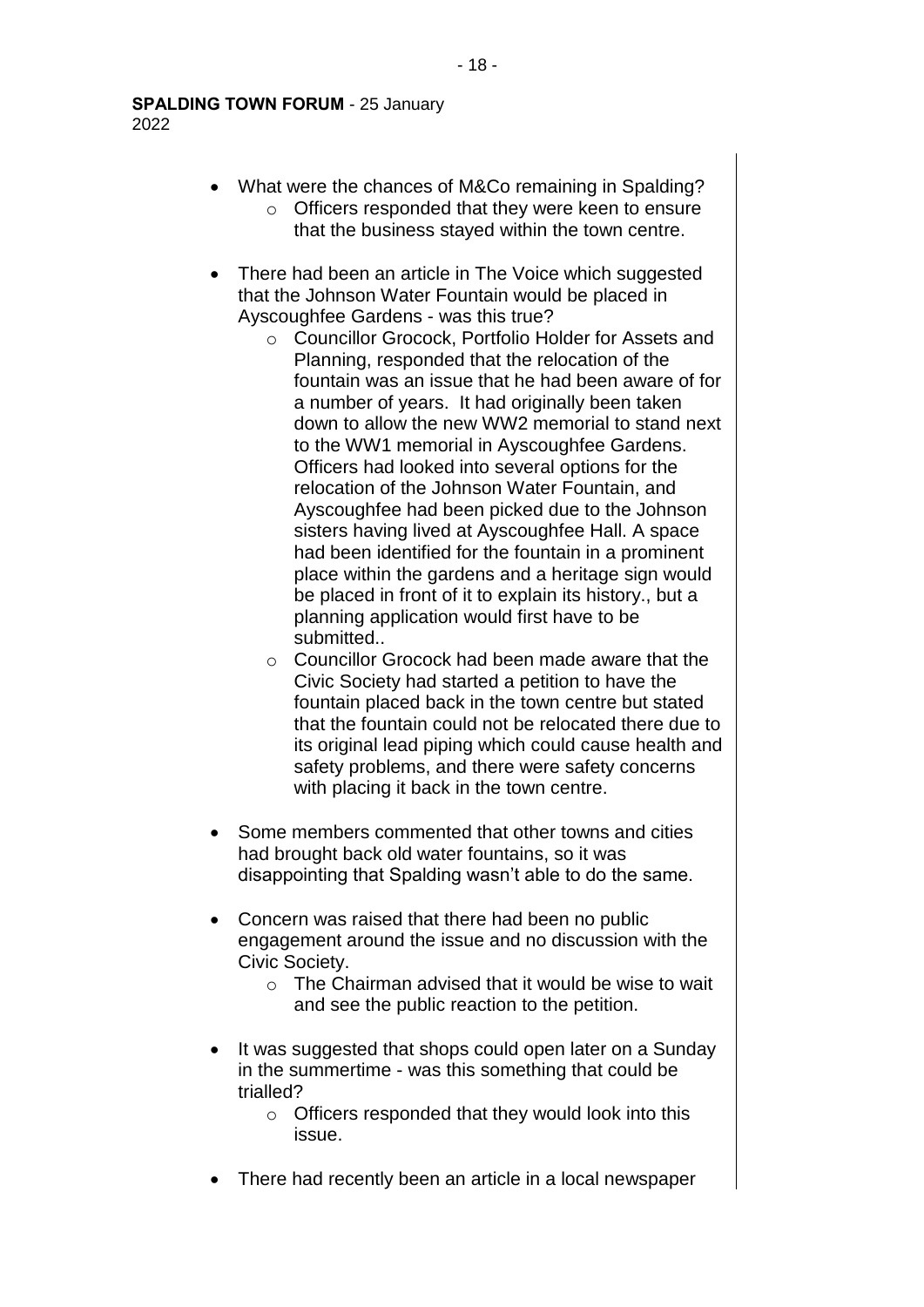- What were the chances of M&Co remaining in Spalding?
  - Officers responded that they were keen to ensure that the business stayed within the town centre.

- There had been an article in The Voice which suggested that the Johnson Water Fountain would be placed in Ayscoughfee Gardens - was this true?
  - Councillor Grocock, Portfolio Holder for Assets and Planning, responded that the relocation of the fountain was an issue that he had been aware of for a number of years. It had originally been taken down to allow the new WW2 memorial to stand next to the WW1 memorial in Ayscoughfee Gardens. Officers had looked into several options for the relocation of the Johnson Water Fountain, and Ayscoughfee had been picked due to the Johnson sisters having lived at Ayscoughfee Hall. A space had been identified for the fountain in a prominent place within the gardens and a heritage sign would be placed in front of it to explain its history., but a planning application would first have to be submitted..
  - Councillor Grocock had been made aware that the Civic Society had started a petition to have the fountain placed back in the town centre but stated that the fountain could not be relocated there due to its original lead piping which could cause health and safety problems, and there were safety concerns with placing it back in the town centre.

- Some members commented that other towns and cities had brought back old water fountains, so it was disappointing that Spalding wasn't able to do the same.

- Concern was raised that there had been no public engagement around the issue and no discussion with the Civic Society.
  - The Chairman advised that it would be wise to wait and see the public reaction to the petition.

- It was suggested that shops could open later on a Sunday in the summertime - was this something that could be trialled?
  - Officers responded that they would look into this issue.

- There had recently been an article in a local newspaper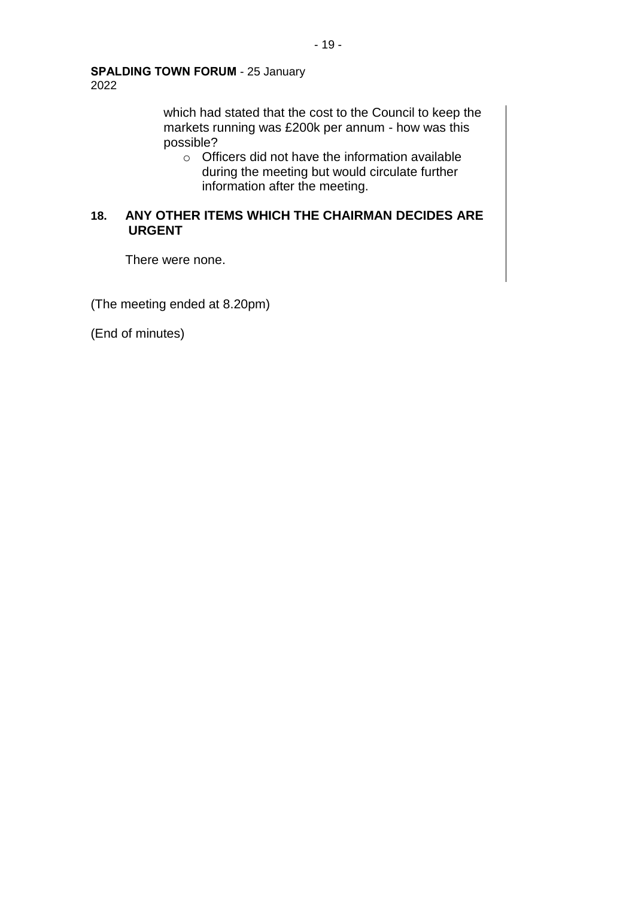which had stated that the cost to the Council to keep the markets running was £200k per annum - how was this possible?

- Officers did not have the information available during the meeting but would circulate further information after the meeting.

## 18. ANY OTHER ITEMS WHICH THE CHAIRMAN DECIDES ARE URGENT

There were none.

(The meeting ended at 8.20pm)

(End of minutes)